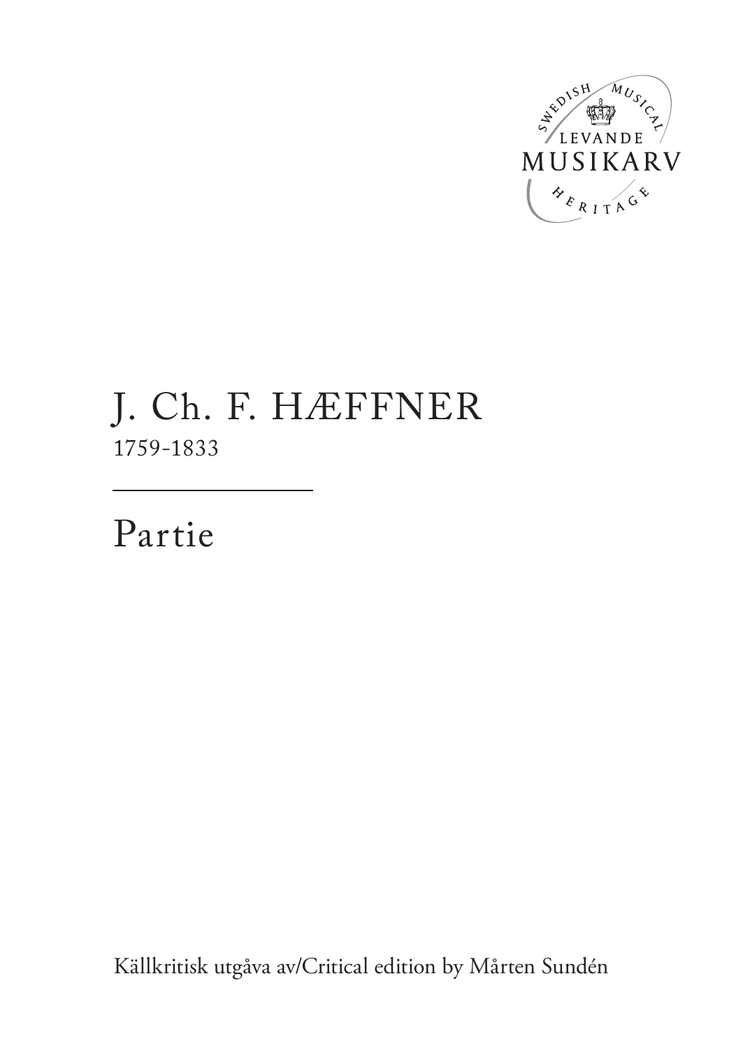SWEDISH MUSICAL

LEVANDE

MUSIKARV

HERITAGE

# J. Ch. F. HÆFFNER

1759-1833

---

## Partie

Källkritisk utgåva av/Critical edition by Mårten Sundén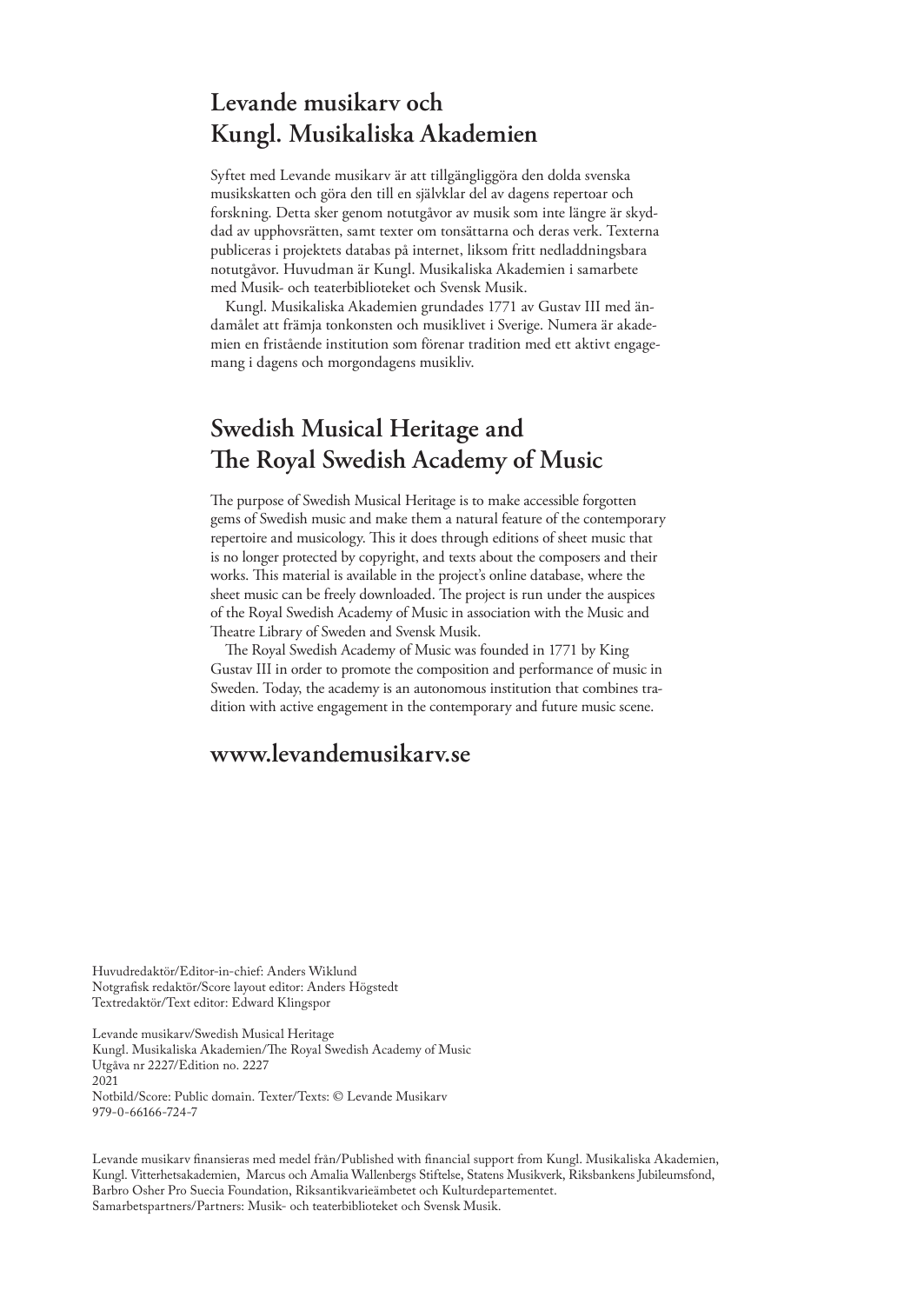## Levande musikarv och Kungl. Musikaliska Akademien

Syftet med Levande musikarv är att tillgängliggöra den dolda svenska musikskatten och göra den till en självklar del av dagens repertoar och forskning. Detta sker genom notutgåvor av musik som inte längre är skyddad av upphovsrätten, samt texter om tonsättarna och deras verk. Texterna publiceras i projektets databas på internet, liksom fritt nedladdningsbara notutgåvor. Huvudman är Kungl. Musikaliska Akademien i samarbete med Musik- och teaterbiblioteket och Svensk Musik.

Kungl. Musikaliska Akademien grundades 1771 av Gustav III med ändamålet att främja tonkonsten och musiklivet i Sverige. Numera är akademien en fristående institution som förenar tradition med ett aktivt engagemang i dagens och morgondagens musikliv.

## Swedish Musical Heritage and The Royal Swedish Academy of Music

The purpose of Swedish Musical Heritage is to make accessible forgotten gems of Swedish music and make them a natural feature of the contemporary repertoire and musicology. This it does through editions of sheet music that is no longer protected by copyright, and texts about the composers and their works. This material is available in the project's online database, where the sheet music can be freely downloaded. The project is run under the auspices of the Royal Swedish Academy of Music in association with the Music and Theatre Library of Sweden and Svensk Musik.

The Royal Swedish Academy of Music was founded in 1771 by King Gustav III in order to promote the composition and performance of music in Sweden. Today, the academy is an autonomous institution that combines tradition with active engagement in the contemporary and future music scene.

## www.levandemusikarv.se

Huvudredaktör/Editor-in-chief: Anders Wiklund
Notgrafisk redaktör/Score layout editor: Anders Högstedt
Textredaktör/Text editor: Edward Klingspor

Levande musikarv/Swedish Musical Heritage
Kungl. Musikaliska Akademien/The Royal Swedish Academy of Music
Utgåva nr 2227/Edition no. 2227
2021
Notbild/Score: Public domain. Texter/Texts: © Levande Musikarv
979-0-66166-724-7

Levande musikarv finansieras med medel från/Published with financial support from Kungl. Musikaliska Akademien, Kungl. Vitterhetsakademien, Marcus och Amalia Wallenbergs Stiftelse, Statens Musikverk, Riksbankens Jubileumsfond, Barbro Osher Pro Suecia Foundation, Riksantikvarieämbetet och Kulturdepartementet.
Samarbetspartners/Partners: Musik- och teaterbiblioteket och Svensk Musik.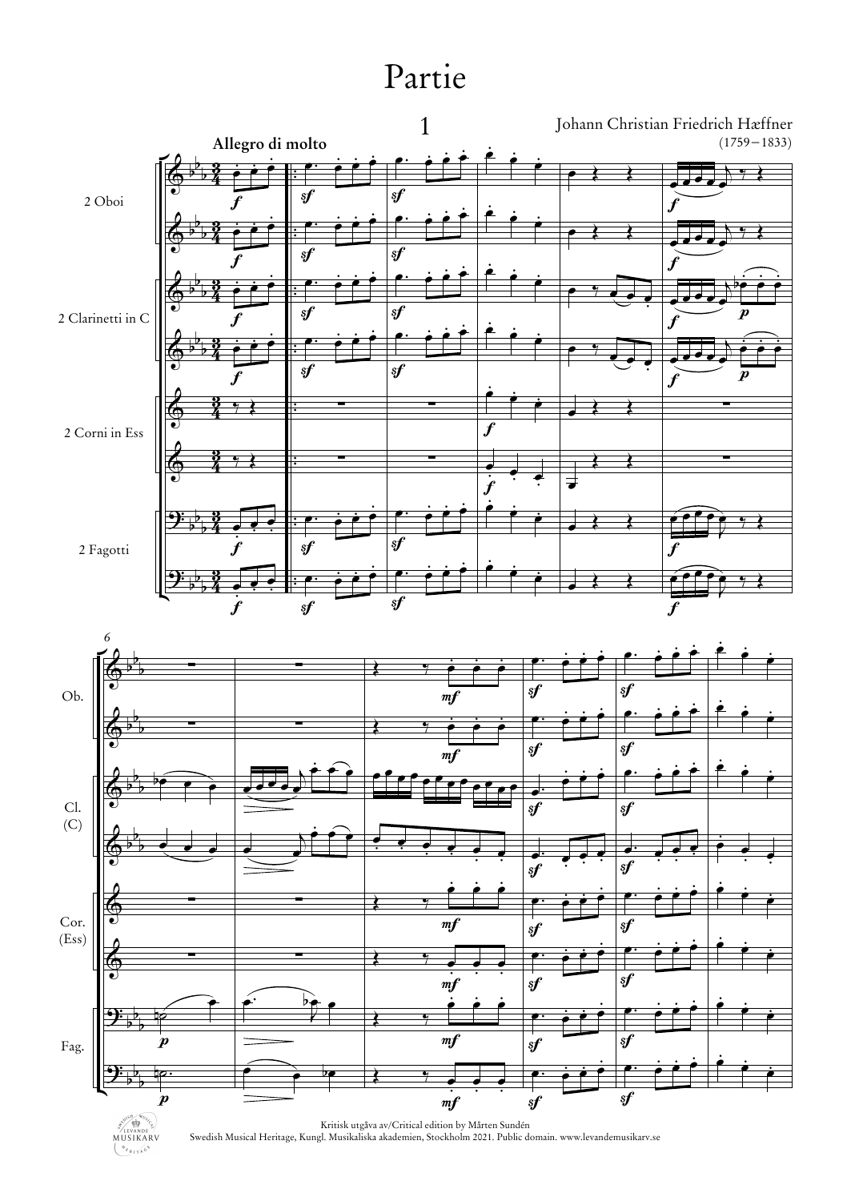# Partie

## 1

Johann Christian Friedrich Hæffner
(1759–1833)

**Allegro di molto**

2 Oboi

2 Clarinetti in C

2 Corni in Ess

2 Fagotti

Kritisk utgåva av/Critical edition by Mårten Sundén
Swedish Musical Heritage, Kungl. Musikaliska akademien, Stockholm 2021. Public domain. www.levandemusikarv.se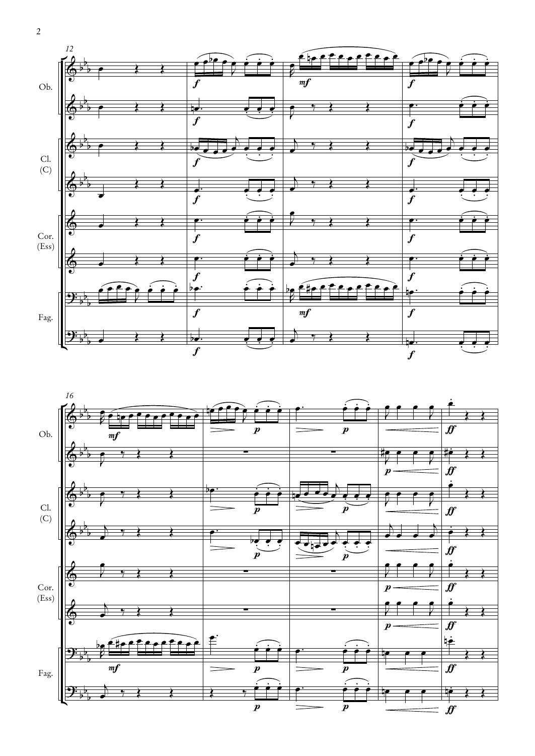12

Ob.

Cl. (C)

Cor. (Ess)

Fag.

16

Ob.

Cl. (C)

Cor. (Ess)

Fag.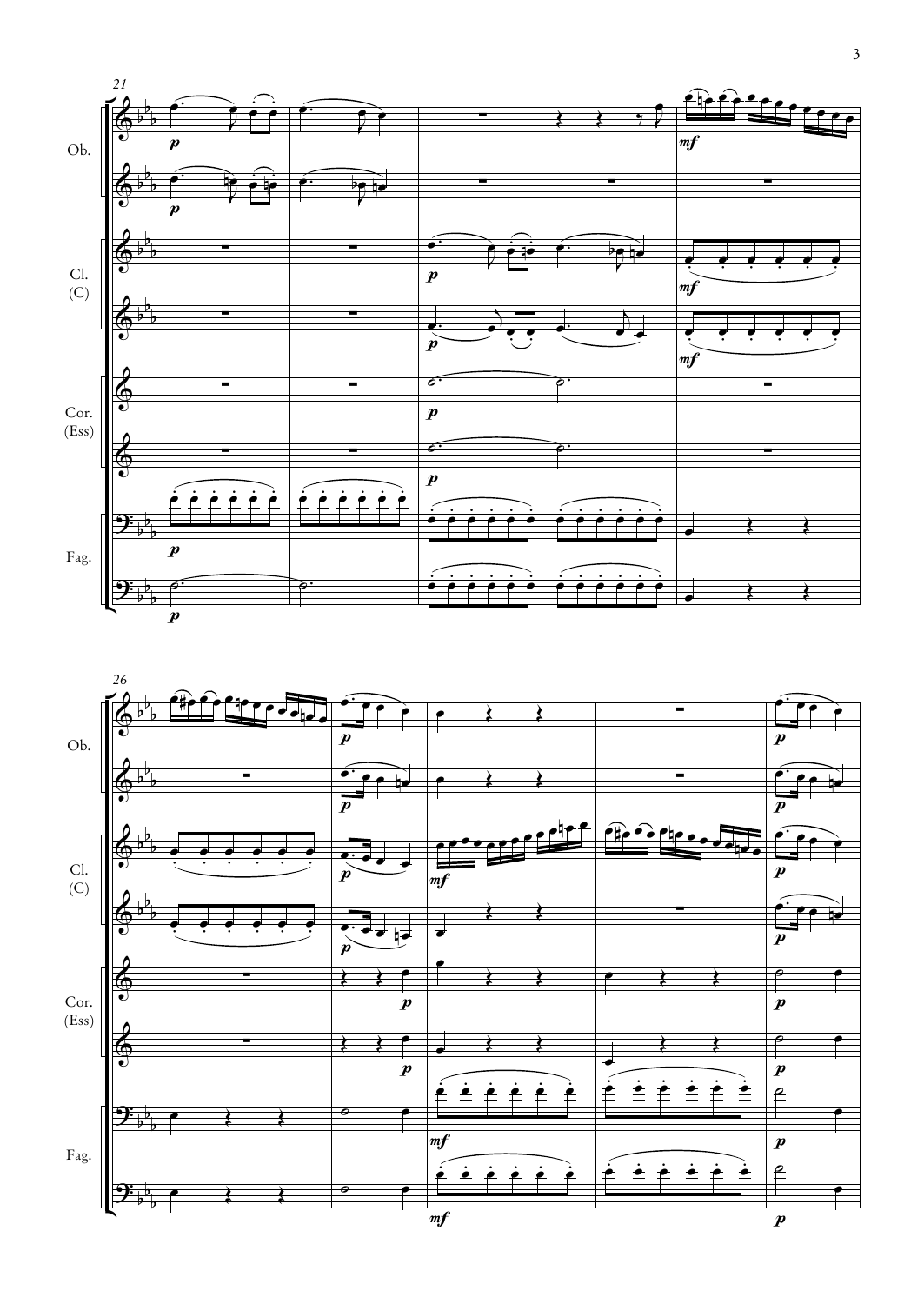21

Ob.

Cl. (C)

Cor. (Ess)

Fag.

26

Ob.

Cl. (C)

Cor. (Ess)

Fag.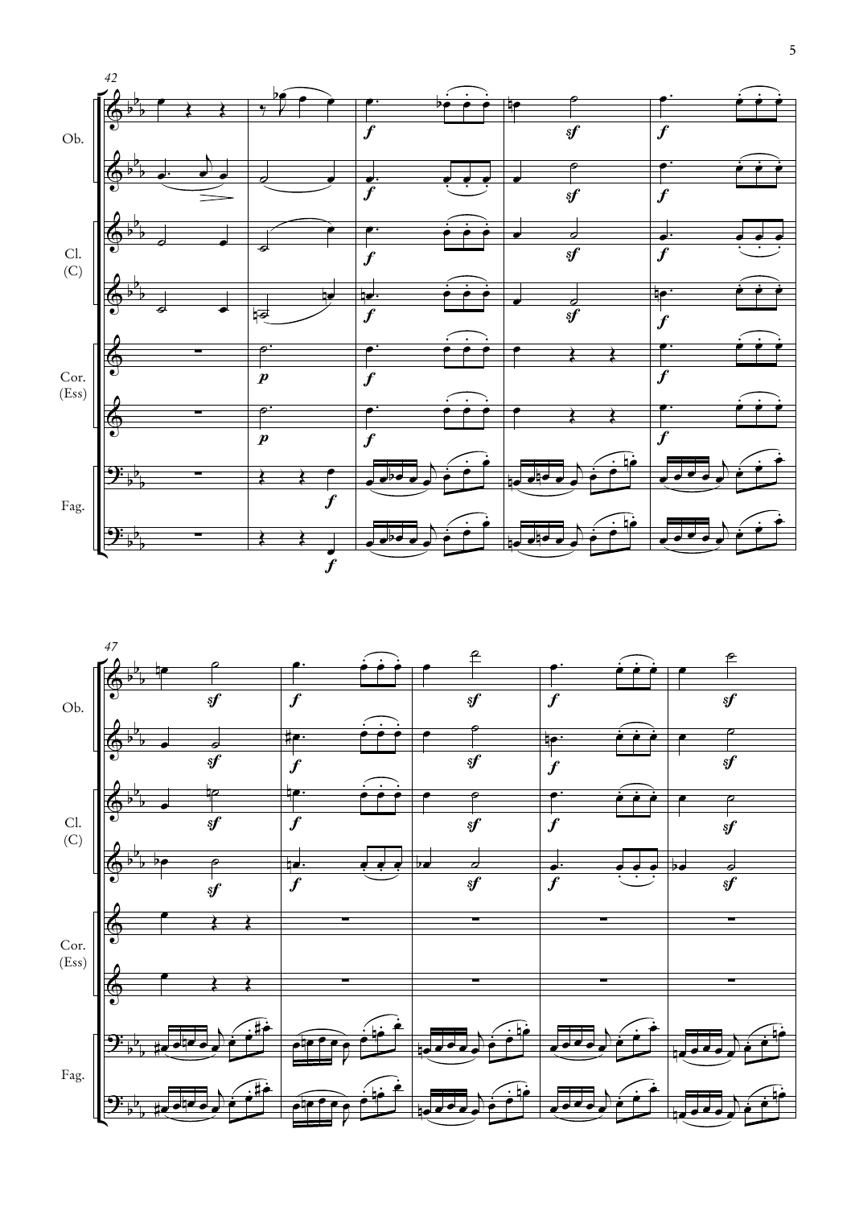42

Ob.

Cl. (C)

Cor. (Ess)

Fag.

47

Ob.

Cl. (C)

Cor. (Ess)

Fag.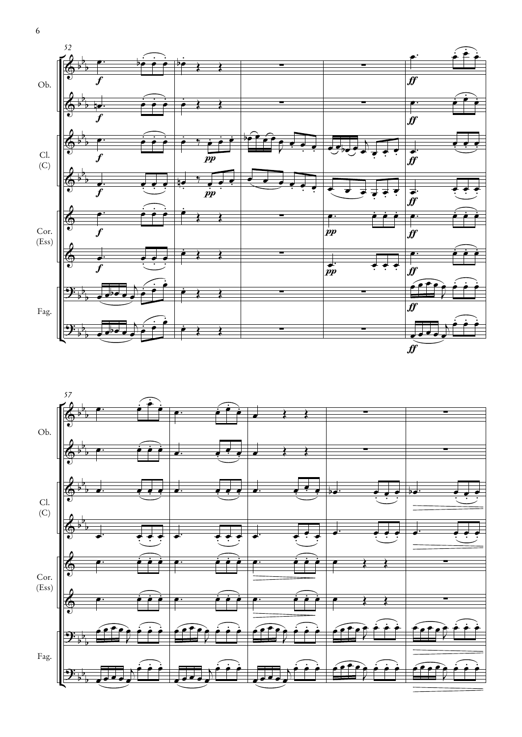Ob.

Cl. (C)

Cor. (Ess)

Fag.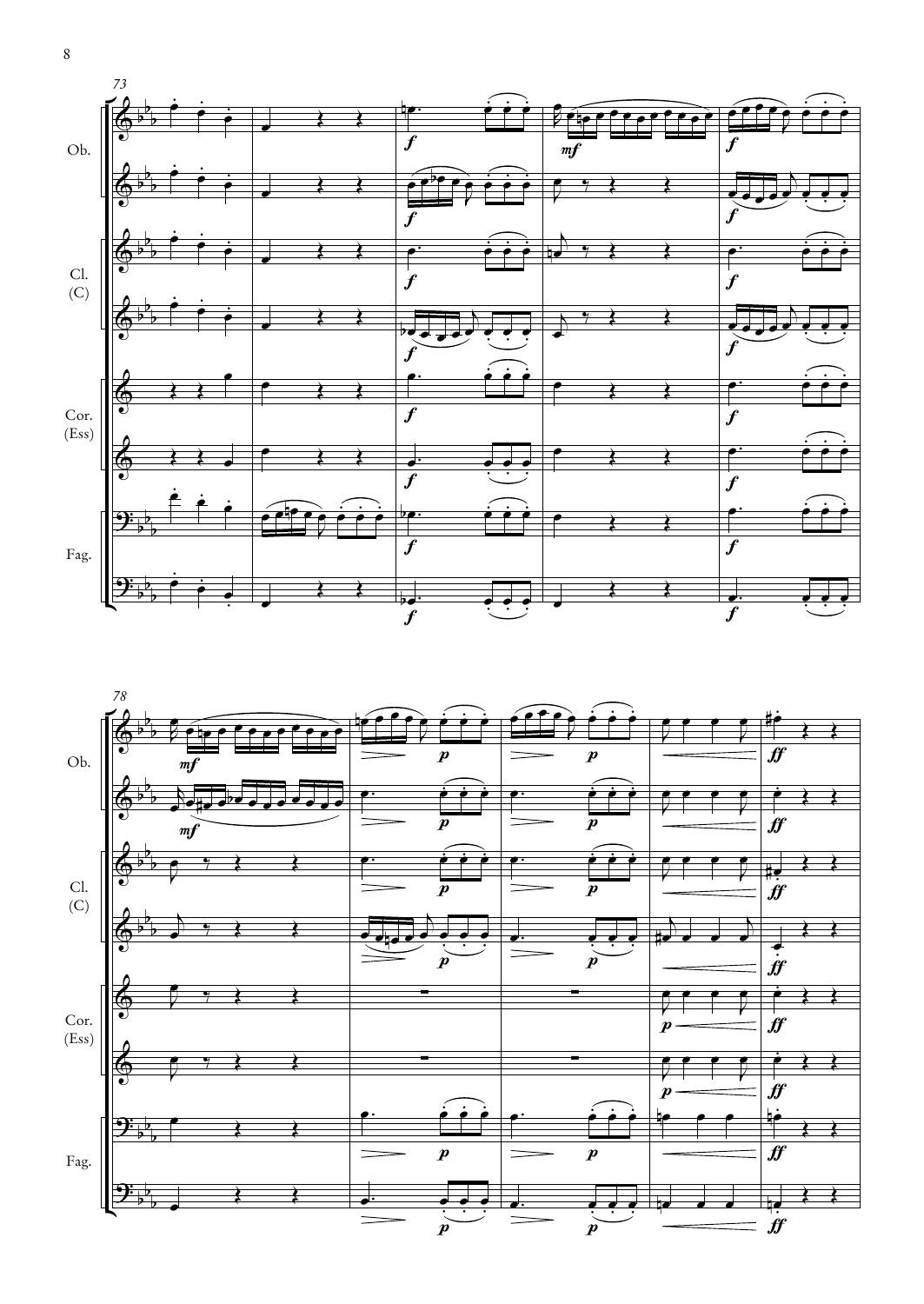Ob.

Cl. (C)

Cor. (Ess)

Fag.

Ob.

Cl. (C)

Cor. (Ess)

Fag.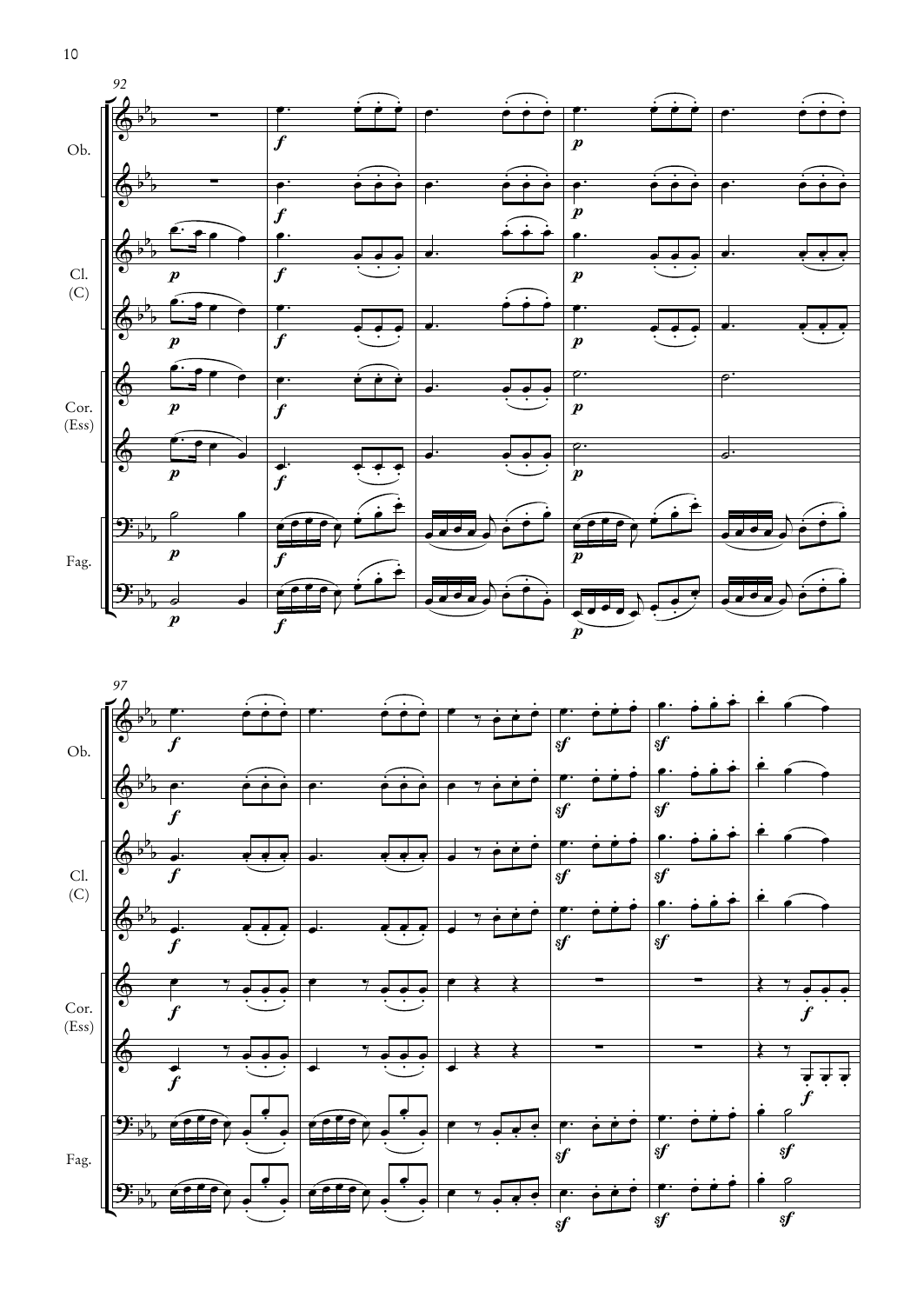92

Ob.

Cl. (C)

Cor. (Ess)

Fag.

97

Ob.

Cl. (C)

Cor. (Ess)

Fag.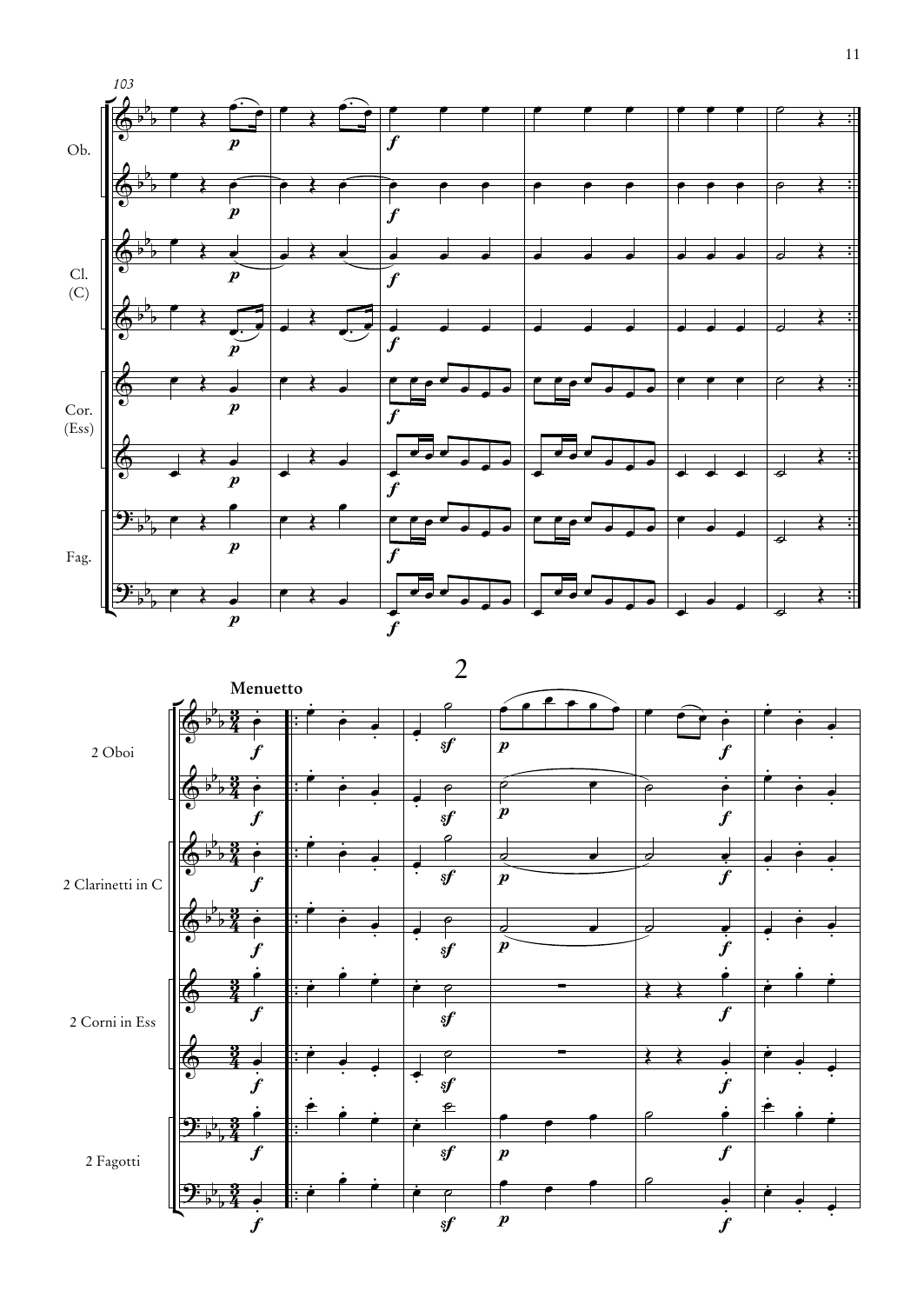## 2

**Menuetto**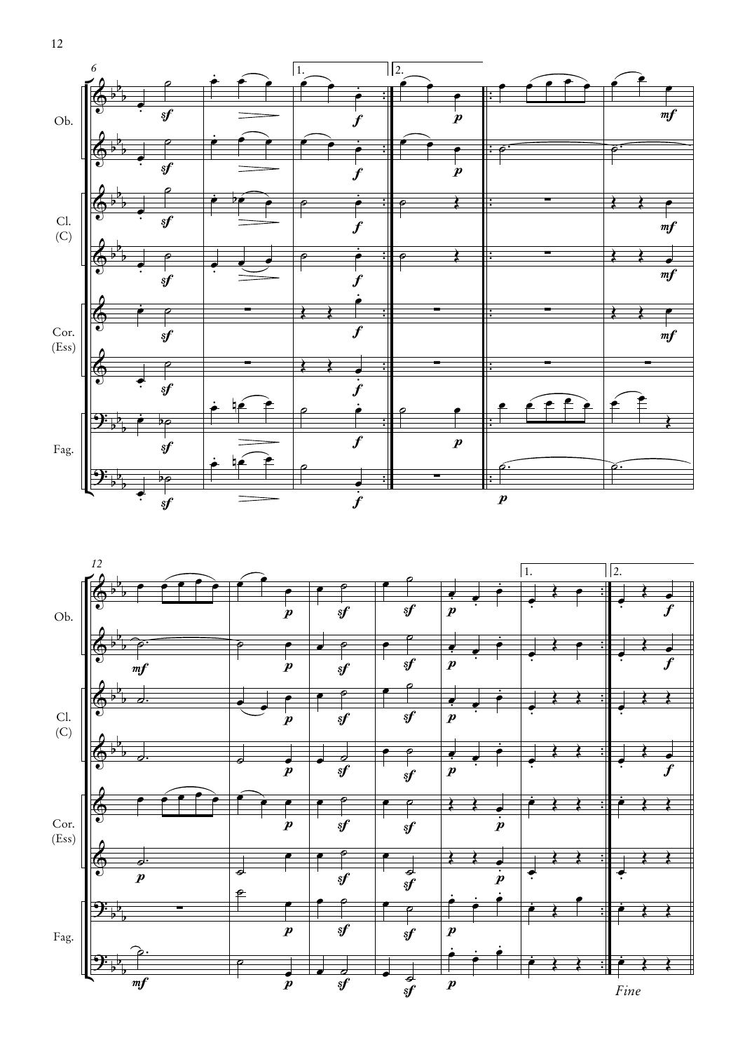Ob.

Cl. (C)

Cor. (Ess)

Fag.

*Fine*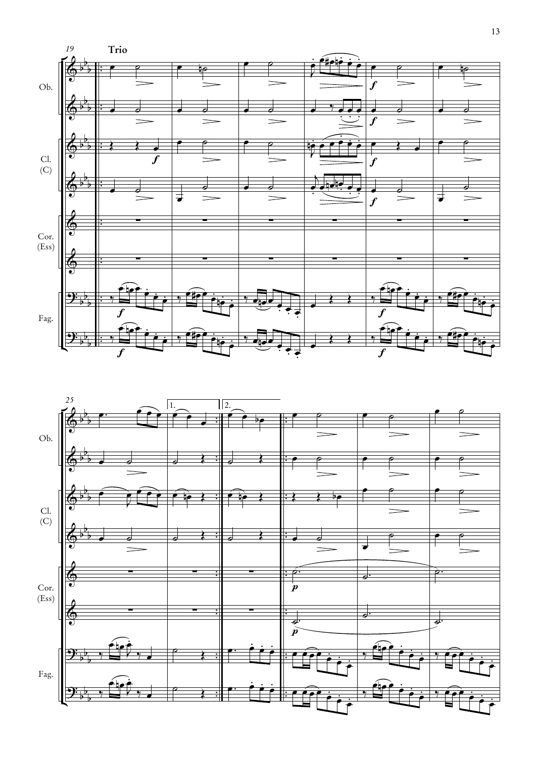**Trio**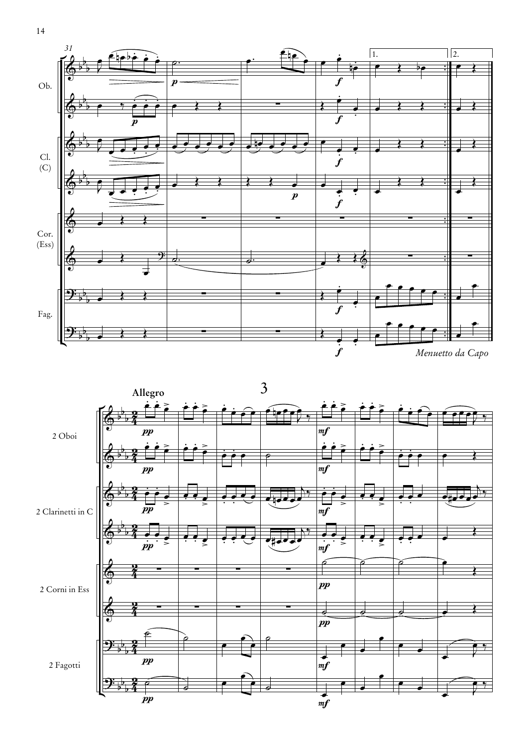Menuetto da Capo

# 3

**Allegro**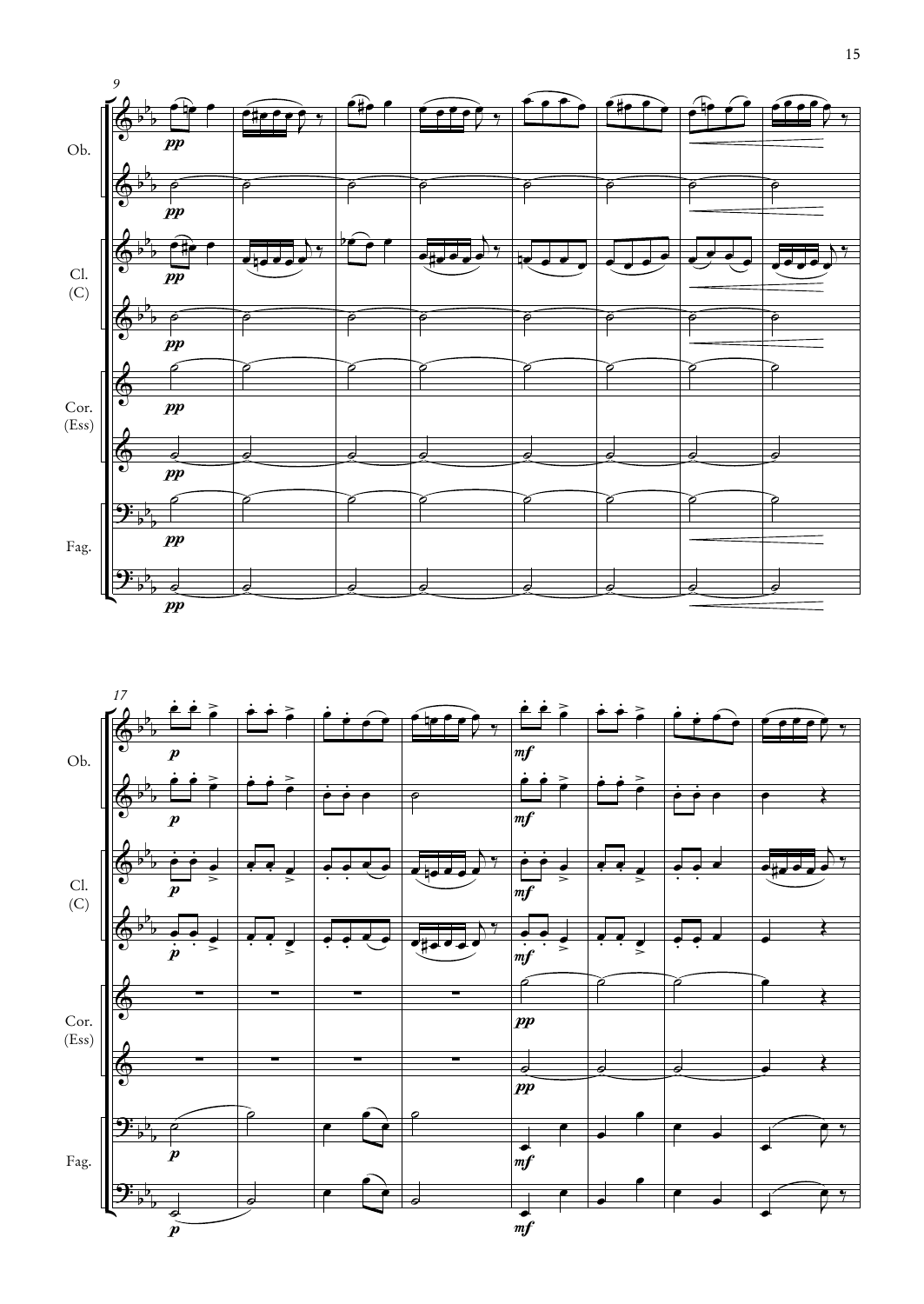Ob.

Cl. (C)

Cor. (Ess)

Fag.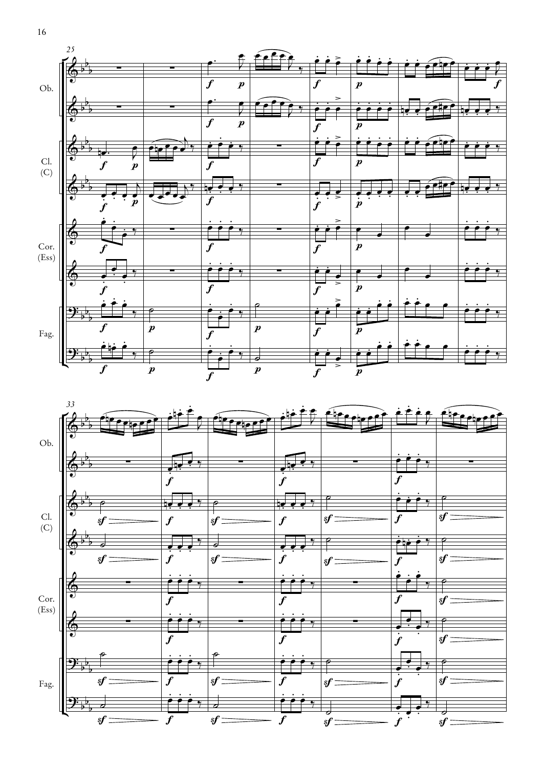25

Ob.

Cl. (C)

Cor. (Ess)

Fag.

33

Ob.

Cl. (C)

Cor. (Ess)

Fag.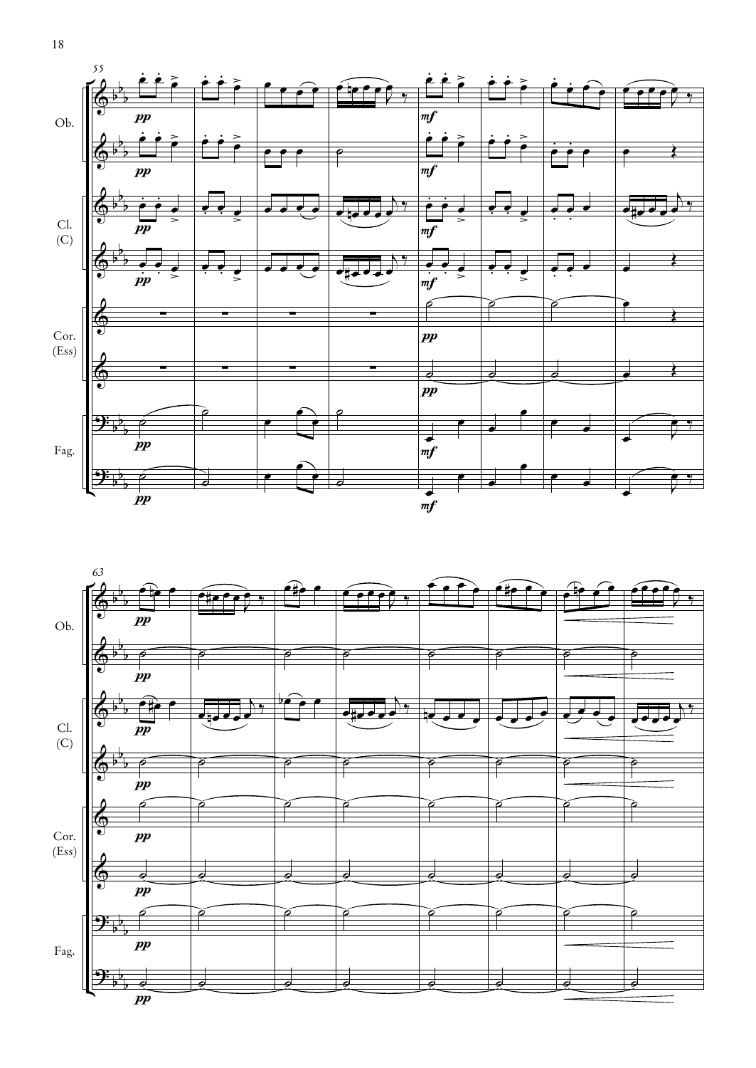55

Ob.

Cl. (C)

Cor. (Ess)

Fag.

63

Ob.

Cl. (C)

Cor. (Ess)

Fag.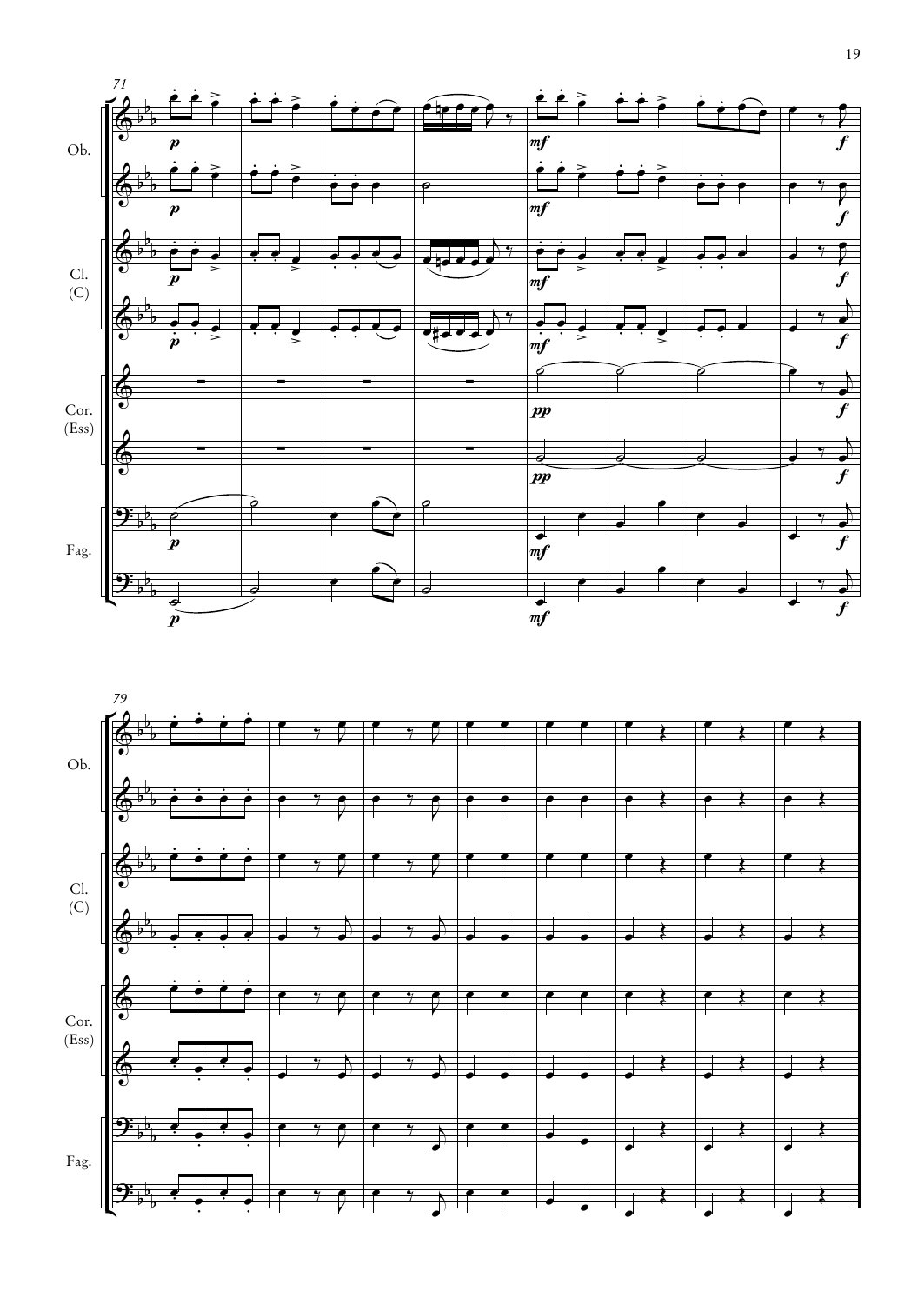71

Ob.

Cl. (C)

Cor. (Ess)

Fag.

79

Ob.

Cl. (C)

Cor. (Ess)

Fag.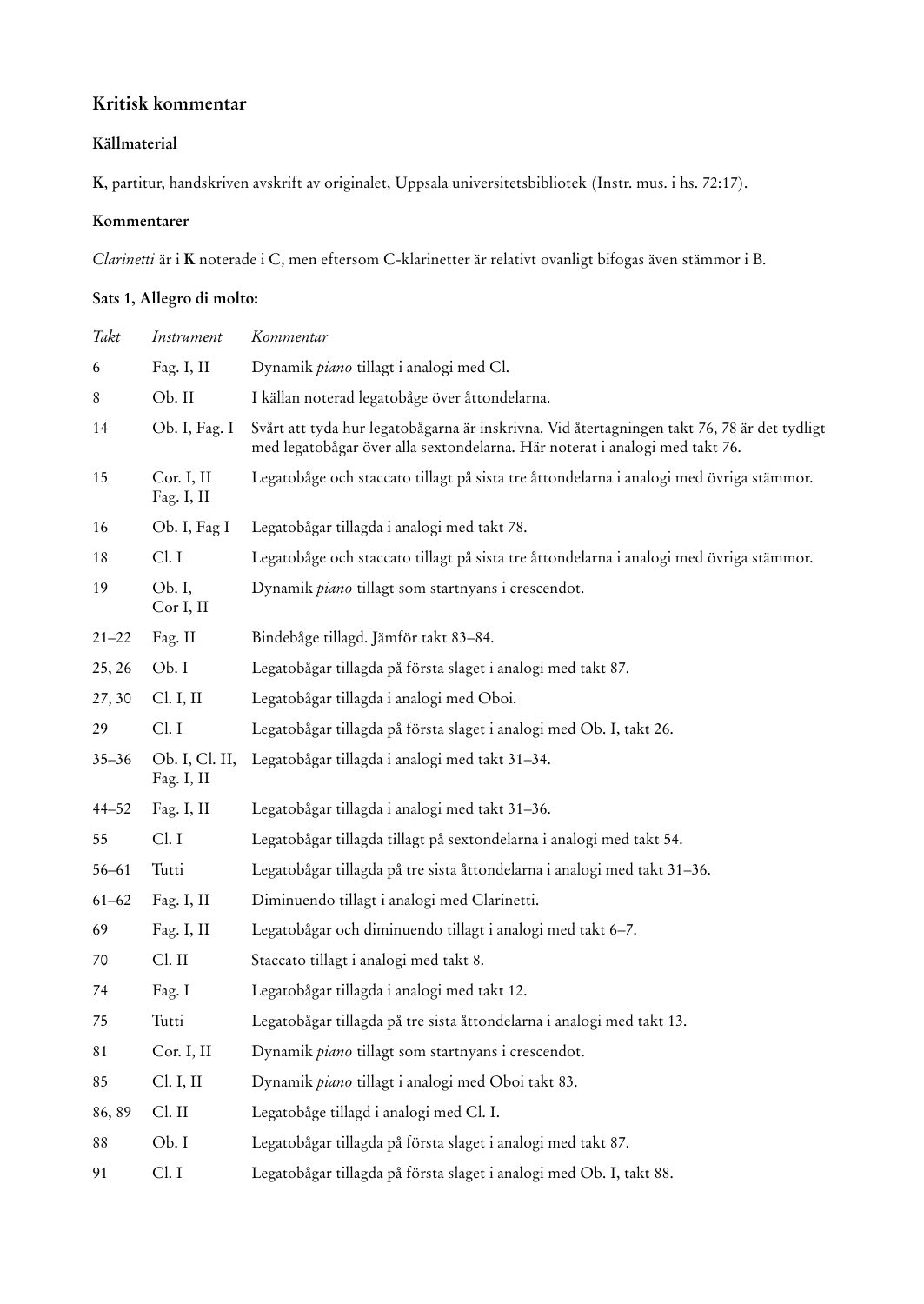## Kritisk kommentar

### Källmaterial

**K**, partitur, handskriven avskrift av originalet, Uppsala universitetsbibliotek (Instr. mus. i hs. 72:17).

### Kommentarer

*Clarinetti* är i **K** noterade i C, men eftersom C-klarinetter är relativt ovanligt bifogas även stämmor i B.

### Sats 1, Allegro di molto:

| *Takt* | *Instrument* | *Kommentar* |
|---|---|---|
| 6 | Fag. I, II | Dynamik *piano* tillagt i analogi med Cl. |
| 8 | Ob. II | I källan noterad legatobåge över åttondelarna. |
| 14 | Ob. I, Fag. I | Svårt att tyda hur legatobågarna är inskrivna. Vid återtagningen takt 76, 78 är det tydligt med legatobågar över alla sextondelarna. Här noterat i analogi med takt 76. |
| 15 | Cor. I, II Fag. I, II | Legatobåge och staccato tillagt på sista tre åttondelarna i analogi med övriga stämmor. |
| 16 | Ob. I, Fag I | Legatobågar tillagda i analogi med takt 78. |
| 18 | Cl. I | Legatobåge och staccato tillagt på sista tre åttondelarna i analogi med övriga stämmor. |
| 19 | Ob. I, Cor I, II | Dynamik *piano* tillagt som startnyans i crescendot. |
| 21–22 | Fag. II | Bindebåge tillagd. Jämför takt 83–84. |
| 25, 26 | Ob. I | Legatobågar tillagda på första slaget i analogi med takt 87. |
| 27, 30 | Cl. I, II | Legatobågar tillagda i analogi med Oboi. |
| 29 | Cl. I | Legatobågar tillagda på första slaget i analogi med Ob. I, takt 26. |
| 35–36 | Ob. I, Cl. II, Fag. I, II | Legatobågar tillagda i analogi med takt 31–34. |
| 44–52 | Fag. I, II | Legatobågar tillagda i analogi med takt 31–36. |
| 55 | Cl. I | Legatobågar tillagda tillagt på sextondelarna i analogi med takt 54. |
| 56–61 | Tutti | Legatobågar tillagda på tre sista åttondelarna i analogi med takt 31–36. |
| 61–62 | Fag. I, II | Diminuendo tillagt i analogi med Clarinetti. |
| 69 | Fag. I, II | Legatobågar och diminuendo tillagt i analogi med takt 6–7. |
| 70 | Cl. II | Staccato tillagt i analogi med takt 8. |
| 74 | Fag. I | Legatobågar tillagda i analogi med takt 12. |
| 75 | Tutti | Legatobågar tillagda på tre sista åttondelarna i analogi med takt 13. |
| 81 | Cor. I, II | Dynamik *piano* tillagt som startnyans i crescendot. |
| 85 | Cl. I, II | Dynamik *piano* tillagt i analogi med Oboi takt 83. |
| 86, 89 | Cl. II | Legatobåge tillagd i analogi med Cl. I. |
| 88 | Ob. I | Legatobågar tillagda på första slaget i analogi med takt 87. |
| 91 | Cl. I | Legatobågar tillagda på första slaget i analogi med Ob. I, takt 88. |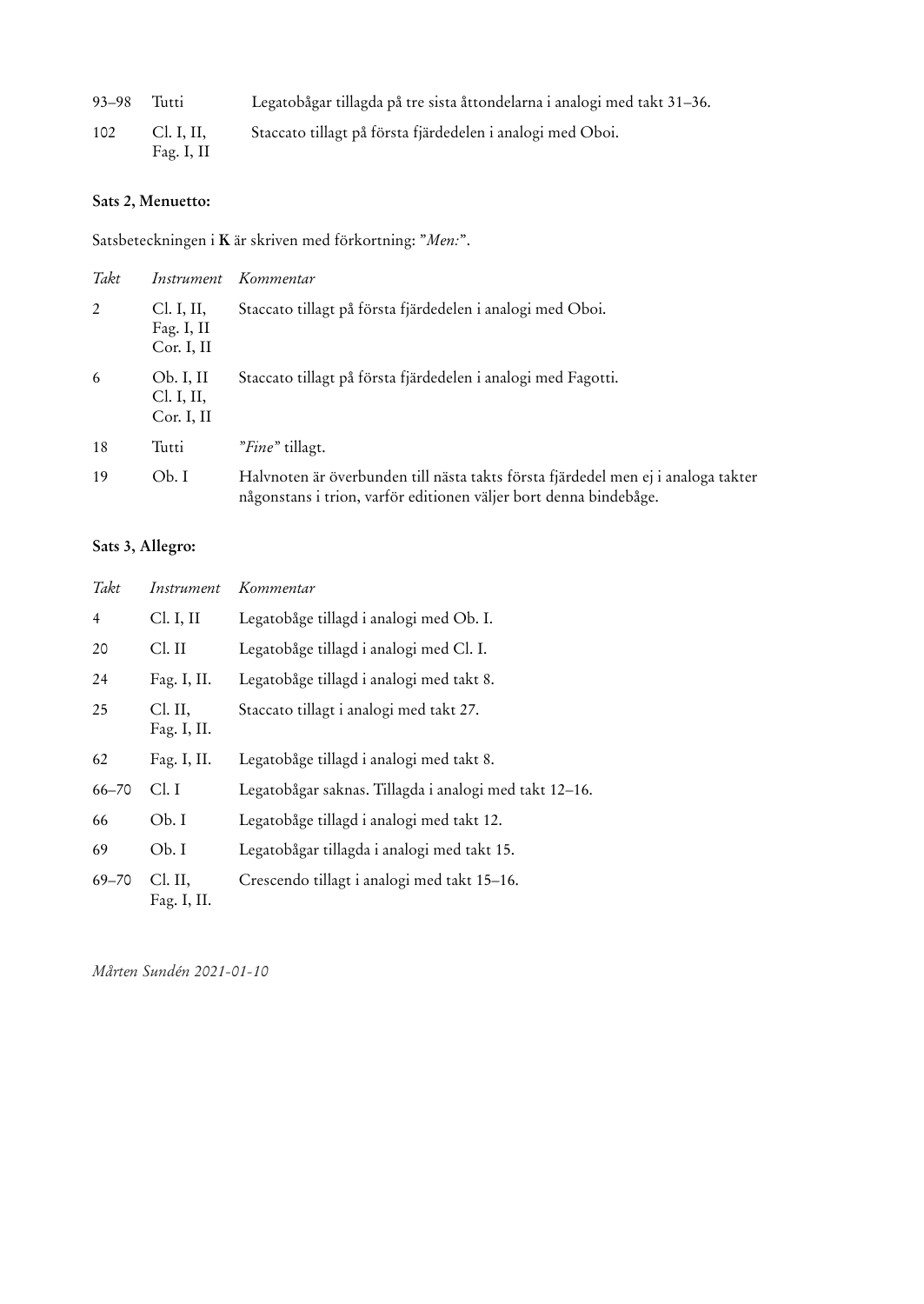| | | |
|---|---|---|
| 93–98 | Tutti | Legatobågar tillagda på tre sista åttondelarna i analogi med takt 31–36. |
| 102 | Cl. I, II, Fag. I, II | Staccato tillagt på första fjärdedelen i analogi med Oboi. |

**Sats 2, Menuetto:**

Satsbeteckningen i **K** är skriven med förkortning: ”*Men:*”.

| *Takt* | *Instrument* | *Kommentar* |
|---|---|---|
| 2 | Cl. I, II, Fag. I, II Cor. I, II | Staccato tillagt på första fjärdedelen i analogi med Oboi. |
| 6 | Ob. I, II Cl. I, II, Cor. I, II | Staccato tillagt på första fjärdedelen i analogi med Fagotti. |
| 18 | Tutti | ”*Fine*” tillagt. |
| 19 | Ob. I | Halvnoten är överbunden till nästa takts första fjärdedel men ej i analoga takter någonstans i trion, varför editionen väljer bort denna bindebåge. |

**Sats 3, Allegro:**

| *Takt* | *Instrument* | *Kommentar* |
|---|---|---|
| 4 | Cl. I, II | Legatobåge tillagd i analogi med Ob. I. |
| 20 | Cl. II | Legatobåge tillagd i analogi med Cl. I. |
| 24 | Fag. I, II. | Legatobåge tillagd i analogi med takt 8. |
| 25 | Cl. II, Fag. I, II. | Staccato tillagt i analogi med takt 27. |
| 62 | Fag. I, II. | Legatobåge tillagd i analogi med takt 8. |
| 66–70 | Cl. I | Legatobågar saknas. Tillagda i analogi med takt 12–16. |
| 66 | Ob. I | Legatobåge tillagd i analogi med takt 12. |
| 69 | Ob. I | Legatobågar tillagda i analogi med takt 15. |
| 69–70 | Cl. II, Fag. I, II. | Crescendo tillagt i analogi med takt 15–16. |

*Mårten Sundén 2021-01-10*